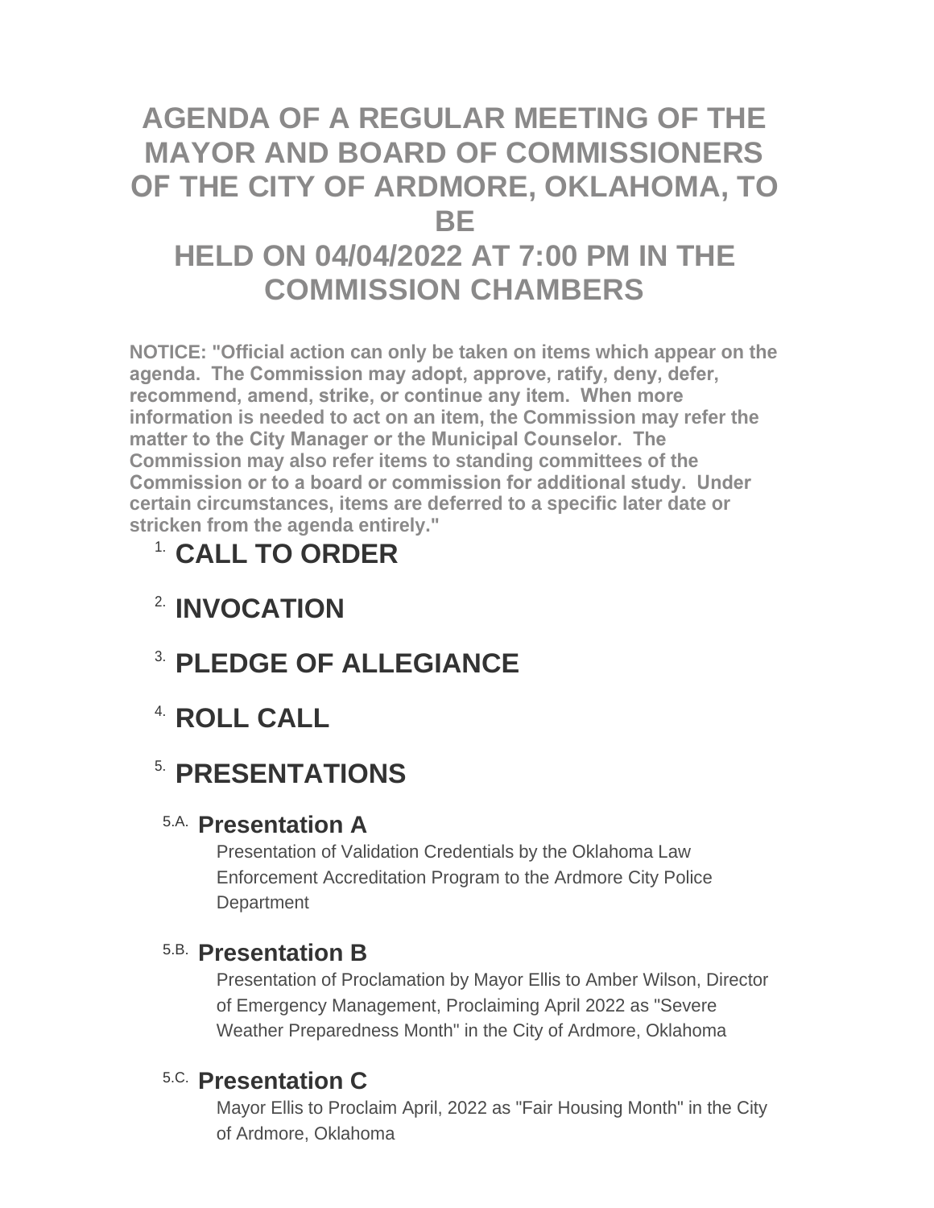# AGENDA OF A REGULAR MEETING OF THE MAYOR AND BOARD OF COMMISSIONERS OF THE CITY OF ARDMORE, OKLAHOMA, TO BE HELD ON 04/04/2022 AT 7:00 PM IN THE COMMISSION CHAMBERS

**NOTICE: "Official action can only be taken on items which appear on the agenda. The Commission may adopt, approve, ratify, deny, defer, recommend, amend, strike, or continue any item. When more information is needed to act on an item, the Commission may refer the matter to the City Manager or the Municipal Counselor. The Commission may also refer items to standing committees of the Commission or to a board or commission for additional study. Under certain circumstances, items are deferred to a specific later date or stricken from the agenda entirely."**

## 1. CALL TO ORDER

## 2. INVOCATION

## 3. PLEDGE OF ALLEGIANCE

## 4. ROLL CALL

## 5. PRESENTATIONS

### 5.A. Presentation A

Presentation of Validation Credentials by the Oklahoma Law Enforcement Accreditation Program to the Ardmore City Police Department

### 5.B. Presentation B

Presentation of Proclamation by Mayor Ellis to Amber Wilson, Director of Emergency Management, Proclaiming April 2022 as "Severe Weather Preparedness Month" in the City of Ardmore, Oklahoma

### 5.C. Presentation C

Mayor Ellis to Proclaim April, 2022 as "Fair Housing Month" in the City of Ardmore, Oklahoma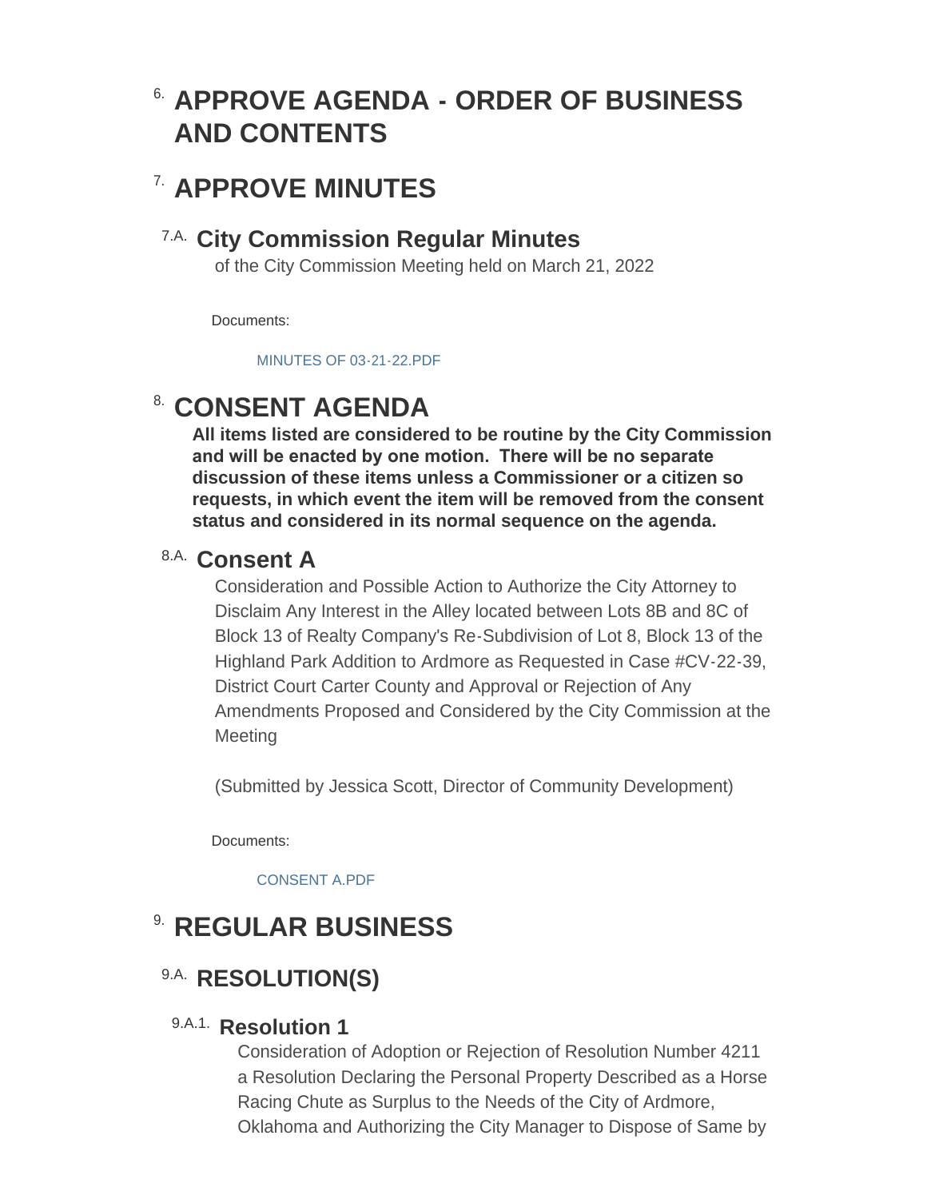# 6. APPROVE AGENDA - ORDER OF BUSINESS AND CONTENTS

# 7. APPROVE MINUTES

## 7.A. City Commission Regular Minutes

of the City Commission Meeting held on March 21, 2022

Documents:

MINUTES OF 03-21-22.PDF

# 8. CONSENT AGENDA

**All items listed are considered to be routine by the City Commission and will be enacted by one motion. There will be no separate discussion of these items unless a Commissioner or a citizen so requests, in which event the item will be removed from the consent status and considered in its normal sequence on the agenda.**

## 8.A. Consent A

Consideration and Possible Action to Authorize the City Attorney to Disclaim Any Interest in the Alley located between Lots 8B and 8C of Block 13 of Realty Company's Re-Subdivision of Lot 8, Block 13 of the Highland Park Addition to Ardmore as Requested in Case #CV-22-39, District Court Carter County and Approval or Rejection of Any Amendments Proposed and Considered by the City Commission at the Meeting

(Submitted by Jessica Scott, Director of Community Development)

Documents:

CONSENT A.PDF

# 9. REGULAR BUSINESS

## 9.A. RESOLUTION(S)

### 9.A.1. Resolution 1

Consideration of Adoption or Rejection of Resolution Number 4211 a Resolution Declaring the Personal Property Described as a Horse Racing Chute as Surplus to the Needs of the City of Ardmore, Oklahoma and Authorizing the City Manager to Dispose of Same by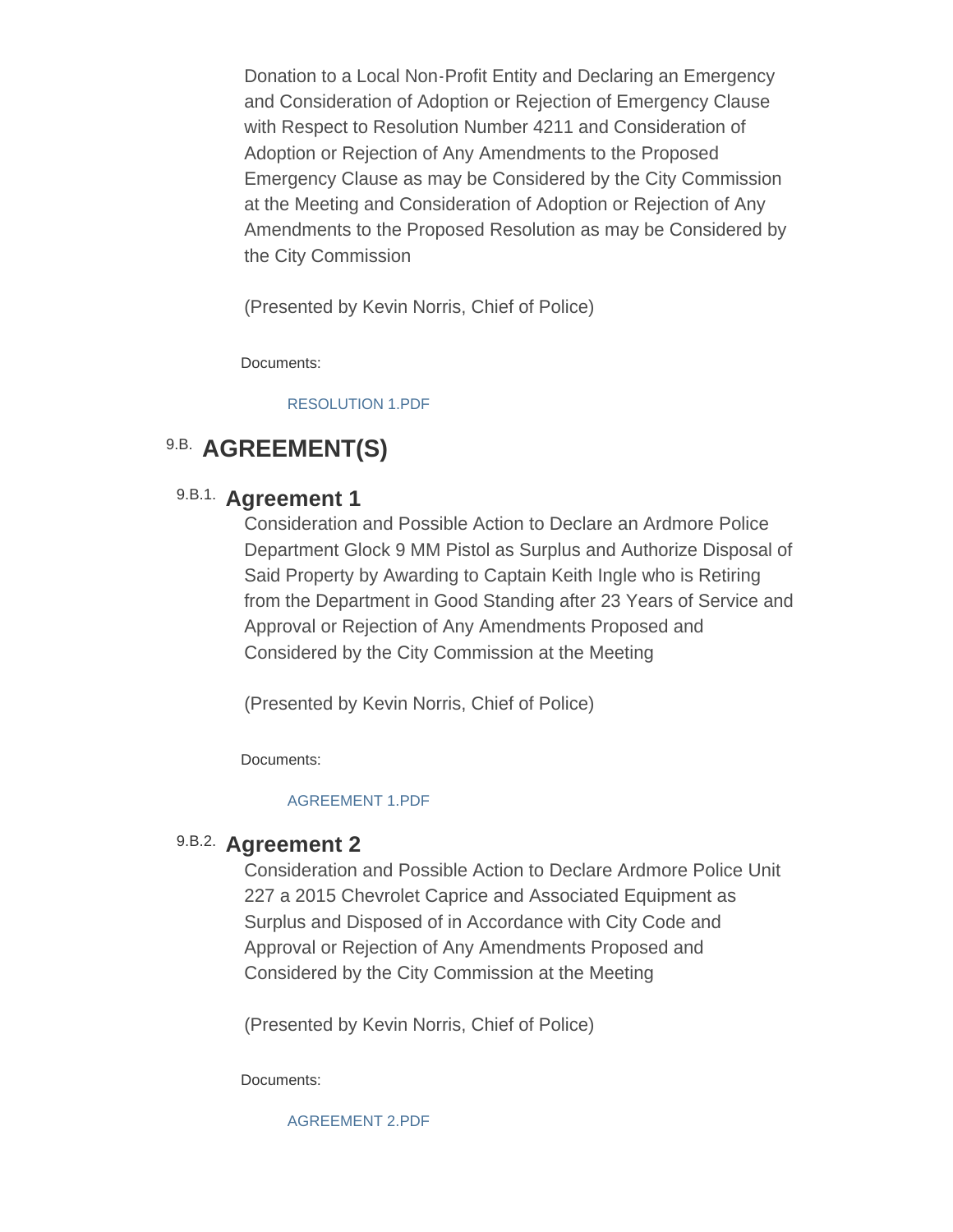Donation to a Local Non-Profit Entity and Declaring an Emergency and Consideration of Adoption or Rejection of Emergency Clause with Respect to Resolution Number 4211 and Consideration of Adoption or Rejection of Any Amendments to the Proposed Emergency Clause as may be Considered by the City Commission at the Meeting and Consideration of Adoption or Rejection of Any Amendments to the Proposed Resolution as may be Considered by the City Commission

(Presented by Kevin Norris, Chief of Police)

Documents:

RESOLUTION 1.PDF

## 9.B. AGREEMENT(S)

### 9.B.1. Agreement 1

Consideration and Possible Action to Declare an Ardmore Police Department Glock 9 MM Pistol as Surplus and Authorize Disposal of Said Property by Awarding to Captain Keith Ingle who is Retiring from the Department in Good Standing after 23 Years of Service and Approval or Rejection of Any Amendments Proposed and Considered by the City Commission at the Meeting

(Presented by Kevin Norris, Chief of Police)

Documents:

AGREEMENT 1.PDF

### 9.B.2. Agreement 2

Consideration and Possible Action to Declare Ardmore Police Unit 227 a 2015 Chevrolet Caprice and Associated Equipment as Surplus and Disposed of in Accordance with City Code and Approval or Rejection of Any Amendments Proposed and Considered by the City Commission at the Meeting

(Presented by Kevin Norris, Chief of Police)

Documents:

AGREEMENT 2.PDF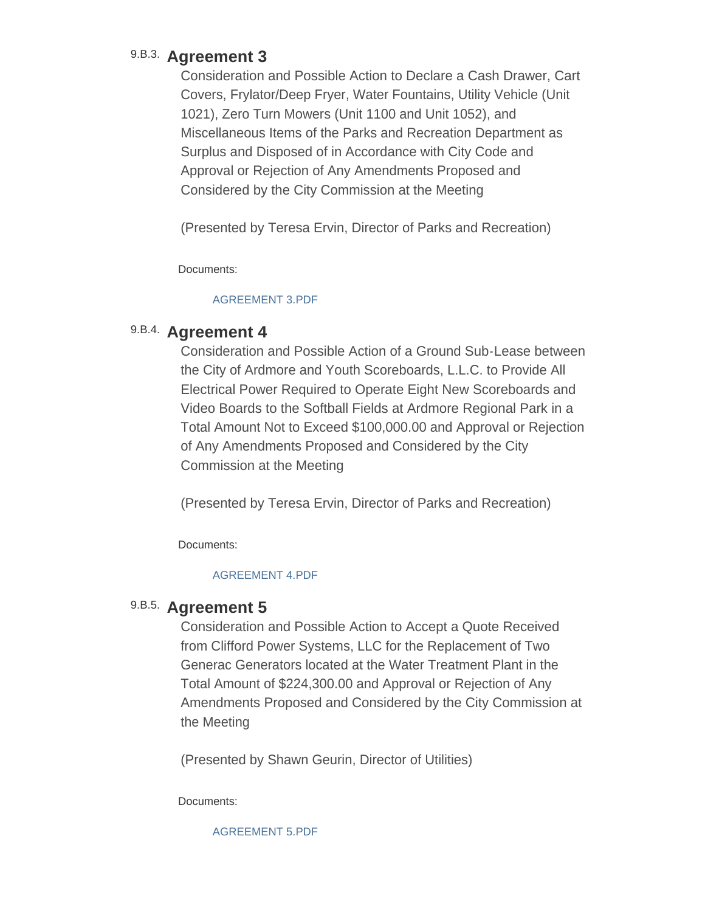### 9.B.3. Agreement 3

Consideration and Possible Action to Declare a Cash Drawer, Cart Covers, Frylator/Deep Fryer, Water Fountains, Utility Vehicle (Unit 1021), Zero Turn Mowers (Unit 1100 and Unit 1052), and Miscellaneous Items of the Parks and Recreation Department as Surplus and Disposed of in Accordance with City Code and Approval or Rejection of Any Amendments Proposed and Considered by the City Commission at the Meeting

(Presented by Teresa Ervin, Director of Parks and Recreation)

Documents:

AGREEMENT 3.PDF

### 9.B.4. Agreement 4

Consideration and Possible Action of a Ground Sub-Lease between the City of Ardmore and Youth Scoreboards, L.L.C. to Provide All Electrical Power Required to Operate Eight New Scoreboards and Video Boards to the Softball Fields at Ardmore Regional Park in a Total Amount Not to Exceed $100,000.00 and Approval or Rejection of Any Amendments Proposed and Considered by the City Commission at the Meeting

(Presented by Teresa Ervin, Director of Parks and Recreation)

Documents:

AGREEMENT 4.PDF

### 9.B.5. Agreement 5

Consideration and Possible Action to Accept a Quote Received from Clifford Power Systems, LLC for the Replacement of Two Generac Generators located at the Water Treatment Plant in the Total Amount of $224,300.00 and Approval or Rejection of Any Amendments Proposed and Considered by the City Commission at the Meeting

(Presented by Shawn Geurin, Director of Utilities)

Documents:

AGREEMENT 5.PDF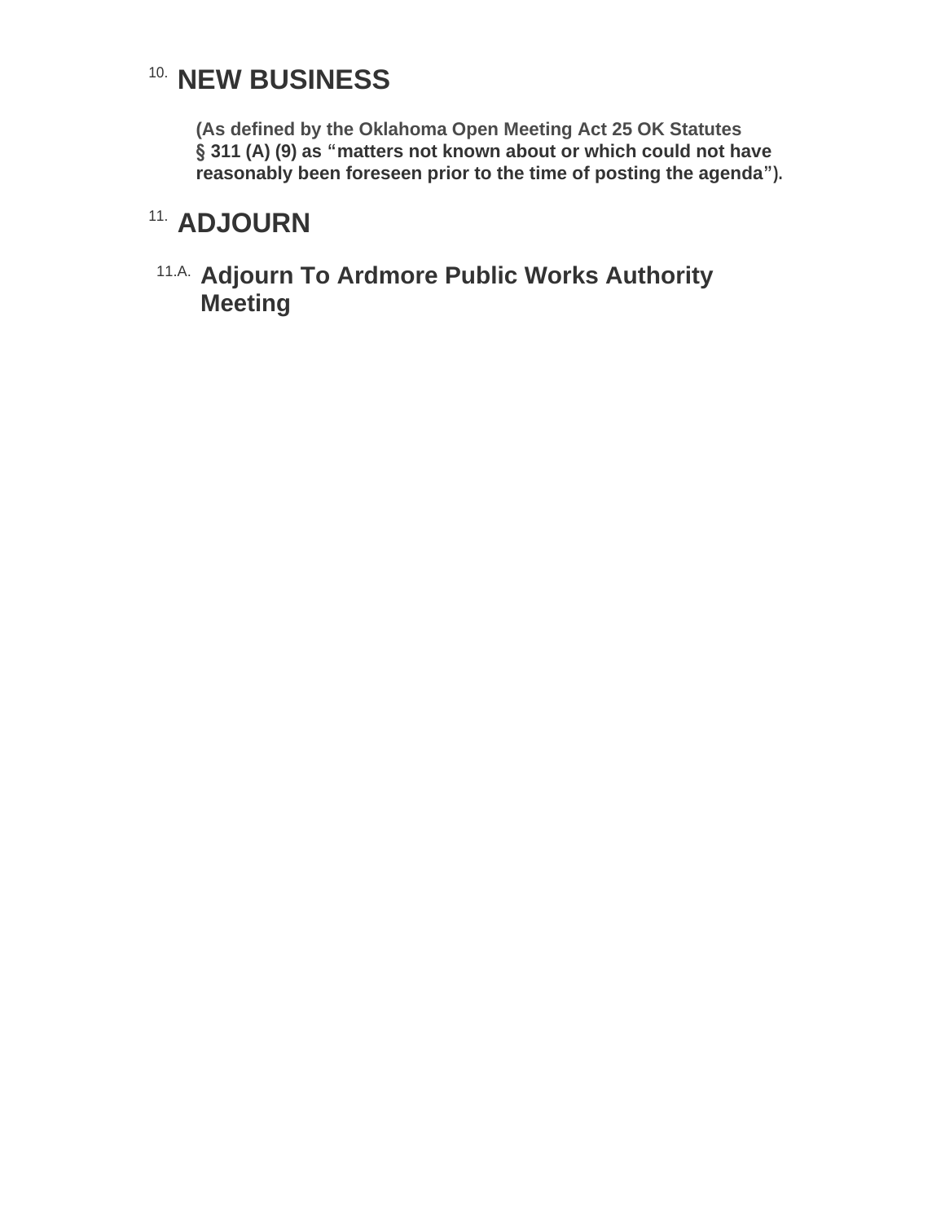## 10. NEW BUSINESS

**(As defined by the Oklahoma Open Meeting Act 25 OK Statutes § 311 (A) (9) as "matters not known about or which could not have reasonably been foreseen prior to the time of posting the agenda").**

## 11. ADJOURN

### 11.A. Adjourn To Ardmore Public Works Authority Meeting